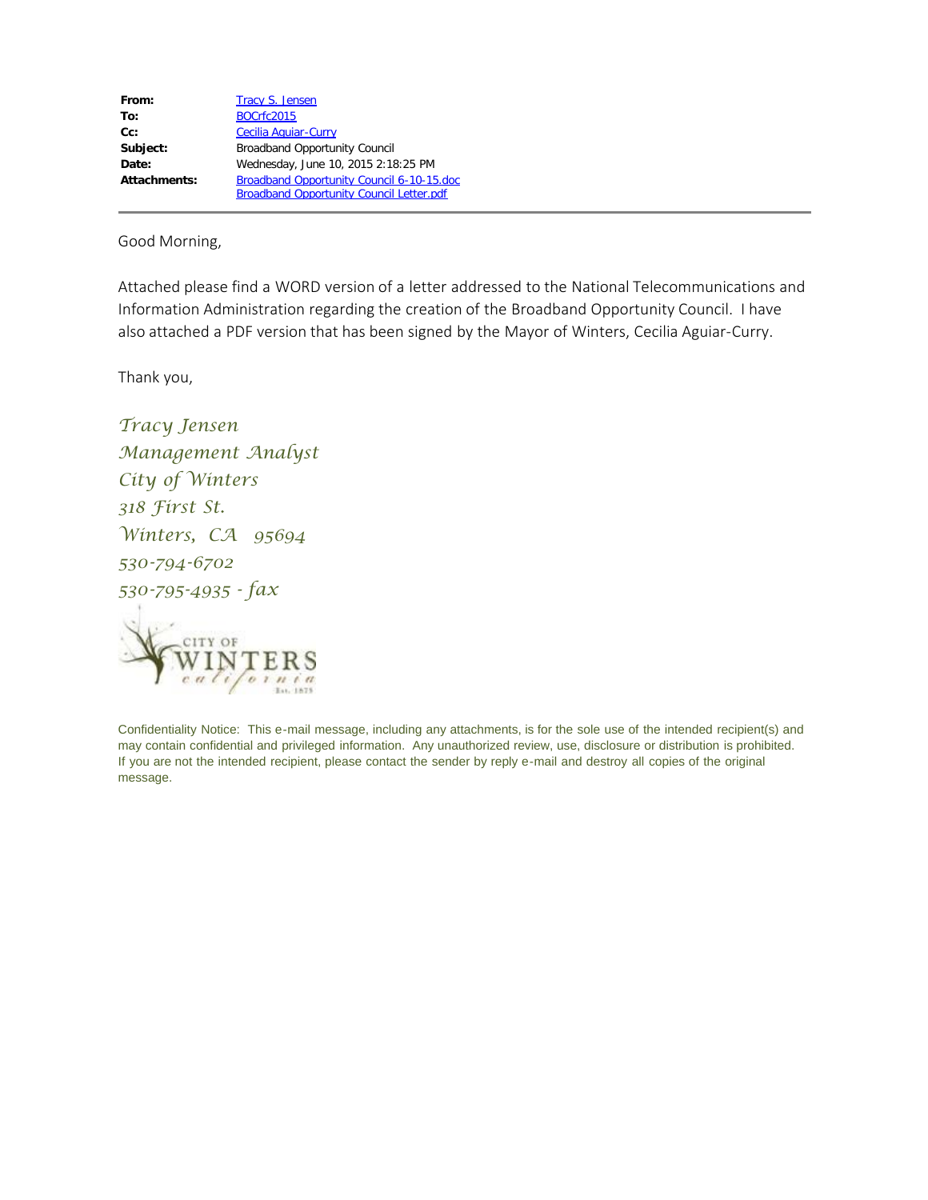| | |
|---|---|
| **From:** | Tracy S. Jensen |
| **To:** | BOCrfc2015 |
| **Cc:** | Cecilia Aguiar-Curry |
| **Subject:** | Broadband Opportunity Council |
| **Date:** | Wednesday, June 10, 2015 2:18:25 PM |
| **Attachments:** | Broadband Opportunity Council 6-10-15.doc<br>Broadband Opportunity Council Letter.pdf |

---

Good Morning,

Attached please find a WORD version of a letter addressed to the National Telecommunications and Information Administration regarding the creation of the Broadband Opportunity Council. I have also attached a PDF version that has been signed by the Mayor of Winters, Cecilia Aguiar-Curry.

Thank you,

*Tracy Jensen*
*Management Analyst*
*City of Winters*
*318 First St.*
*Winters, CA 95694*
*530-794-6702*
*530-795-4935 - fax*

CITY OF WINTERS california Est. 1875

Confidentiality Notice: This e-mail message, including any attachments, is for the sole use of the intended recipient(s) and may contain confidential and privileged information. Any unauthorized review, use, disclosure or distribution is prohibited. If you are not the intended recipient, please contact the sender by reply e-mail and destroy all copies of the original message.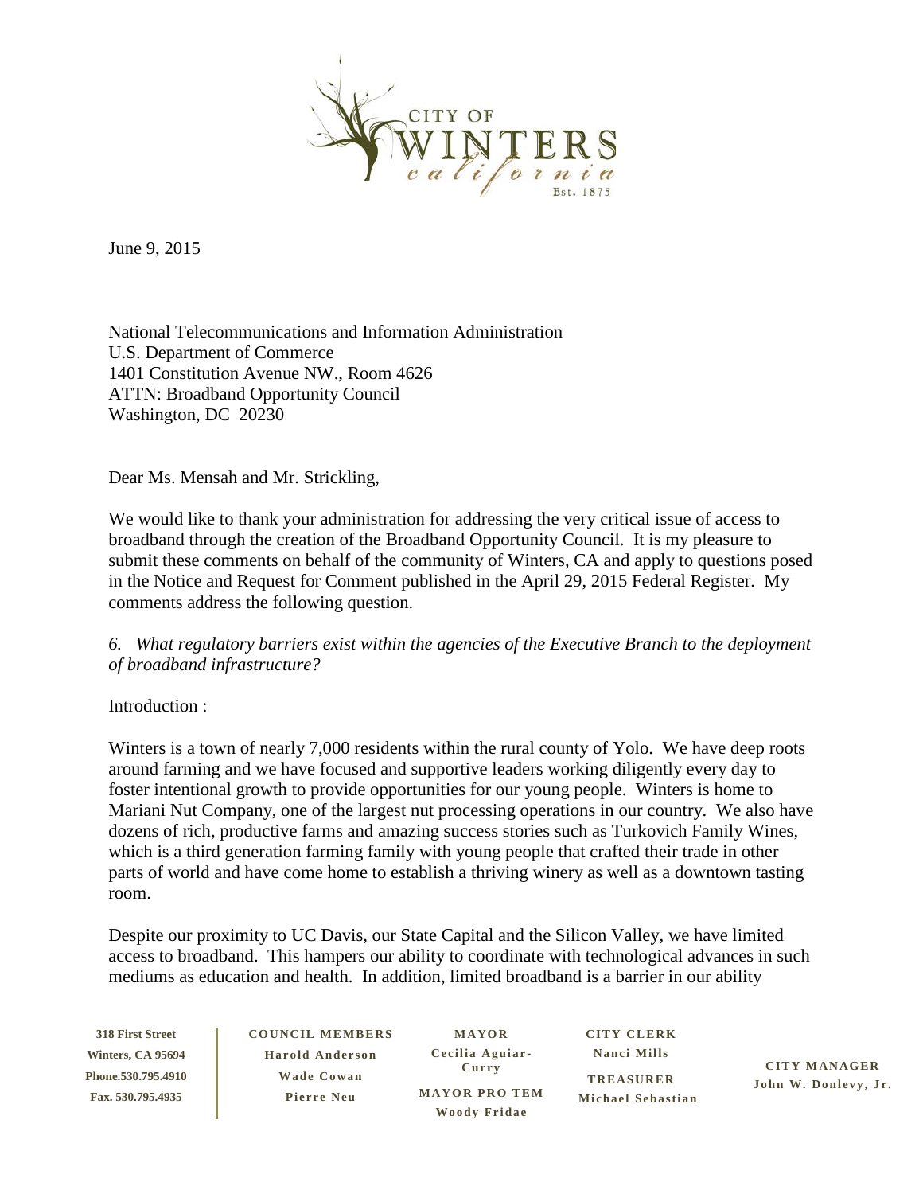June 9, 2015

National Telecommunications and Information Administration
U.S. Department of Commerce
1401 Constitution Avenue NW., Room 4626
ATTN: Broadband Opportunity Council
Washington, DC 20230

Dear Ms. Mensah and Mr. Strickling,

We would like to thank your administration for addressing the very critical issue of access to broadband through the creation of the Broadband Opportunity Council. It is my pleasure to submit these comments on behalf of the community of Winters, CA and apply to questions posed in the Notice and Request for Comment published in the April 29, 2015 Federal Register. My comments address the following question.

*6. What regulatory barriers exist within the agencies of the Executive Branch to the deployment of broadband infrastructure?*

Introduction :

Winters is a town of nearly 7,000 residents within the rural county of Yolo. We have deep roots around farming and we have focused and supportive leaders working diligently every day to foster intentional growth to provide opportunities for our young people. Winters is home to Mariani Nut Company, one of the largest nut processing operations in our country. We also have dozens of rich, productive farms and amazing success stories such as Turkovich Family Wines, which is a third generation farming family with young people that crafted their trade in other parts of world and have come home to establish a thriving winery as well as a downtown tasting room.

Despite our proximity to UC Davis, our State Capital and the Silicon Valley, we have limited access to broadband. This hampers our ability to coordinate with technological advances in such mediums as education and health. In addition, limited broadband is a barrier in our ability

318 First Street
Winters, CA 95694
Phone.530.795.4910
Fax. 530.795.4935

COUNCIL MEMBERS
Harold Anderson
Wade Cowan
Pierre Neu

MAYOR
Cecilia Aguiar-Curry

MAYOR PRO TEM
Woody Fridae

CITY CLERK
Nanci Mills

TREASURER
Michael Sebastian

CITY MANAGER
John W. Donlevy, Jr.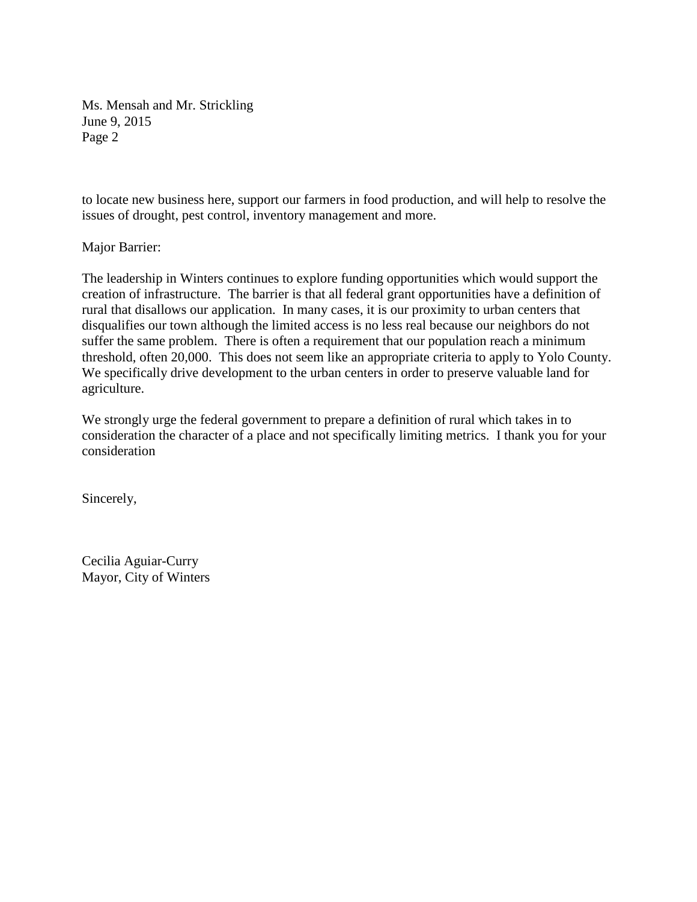to locate new business here, support our farmers in food production, and will help to resolve the issues of drought, pest control, inventory management and more.

Major Barrier:

The leadership in Winters continues to explore funding opportunities which would support the creation of infrastructure. The barrier is that all federal grant opportunities have a definition of rural that disallows our application. In many cases, it is our proximity to urban centers that disqualifies our town although the limited access is no less real because our neighbors do not suffer the same problem. There is often a requirement that our population reach a minimum threshold, often 20,000. This does not seem like an appropriate criteria to apply to Yolo County. We specifically drive development to the urban centers in order to preserve valuable land for agriculture.

We strongly urge the federal government to prepare a definition of rural which takes in to consideration the character of a place and not specifically limiting metrics. I thank you for your consideration

Sincerely,

Cecilia Aguiar-Curry
Mayor, City of Winters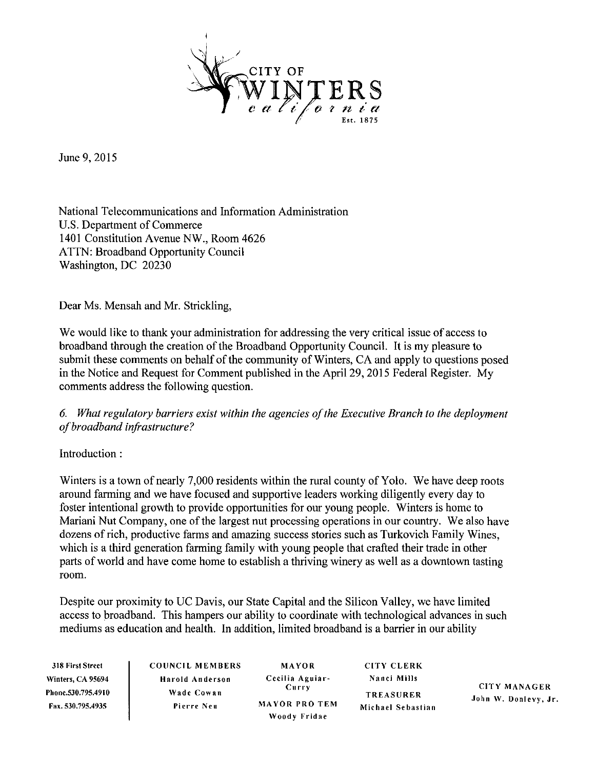CITY OF
WINTERS
*california*
Est. 1875

June 9, 2015

National Telecommunications and Information Administration
U.S. Department of Commerce
1401 Constitution Avenue NW., Room 4626
ATTN: Broadband Opportunity Council
Washington, DC 20230

Dear Ms. Mensah and Mr. Strickling,

We would like to thank your administration for addressing the very critical issue of access to broadband through the creation of the Broadband Opportunity Council. It is my pleasure to submit these comments on behalf of the community of Winters, CA and apply to questions posed in the Notice and Request for Comment published in the April 29, 2015 Federal Register. My comments address the following question.

*6. What regulatory barriers exist within the agencies of the Executive Branch to the deployment of broadband infrastructure?*

Introduction :

Winters is a town of nearly 7,000 residents within the rural county of Yolo. We have deep roots around farming and we have focused and supportive leaders working diligently every day to foster intentional growth to provide opportunities for our young people. Winters is home to Mariani Nut Company, one of the largest nut processing operations in our country. We also have dozens of rich, productive farms and amazing success stories such as Turkovich Family Wines, which is a third generation farming family with young people that crafted their trade in other parts of world and have come home to establish a thriving winery as well as a downtown tasting room.

Despite our proximity to UC Davis, our State Capital and the Silicon Valley, we have limited access to broadband. This hampers our ability to coordinate with technological advances in such mediums as education and health. In addition, limited broadband is a barrier in our ability

318 First Street
Winters, CA 95694
Phone.530.795.4910
Fax. 530.795.4935

COUNCIL MEMBERS
Harold Anderson
Wade Cowan
Pierre Neu

MAYOR
Cecilia Aguiar-Curry

MAYOR PRO TEM
Woody Fridae

CITY CLERK
Nanci Mills

TREASURER
Michael Sebastian

CITY MANAGER
John W. Donlevy, Jr.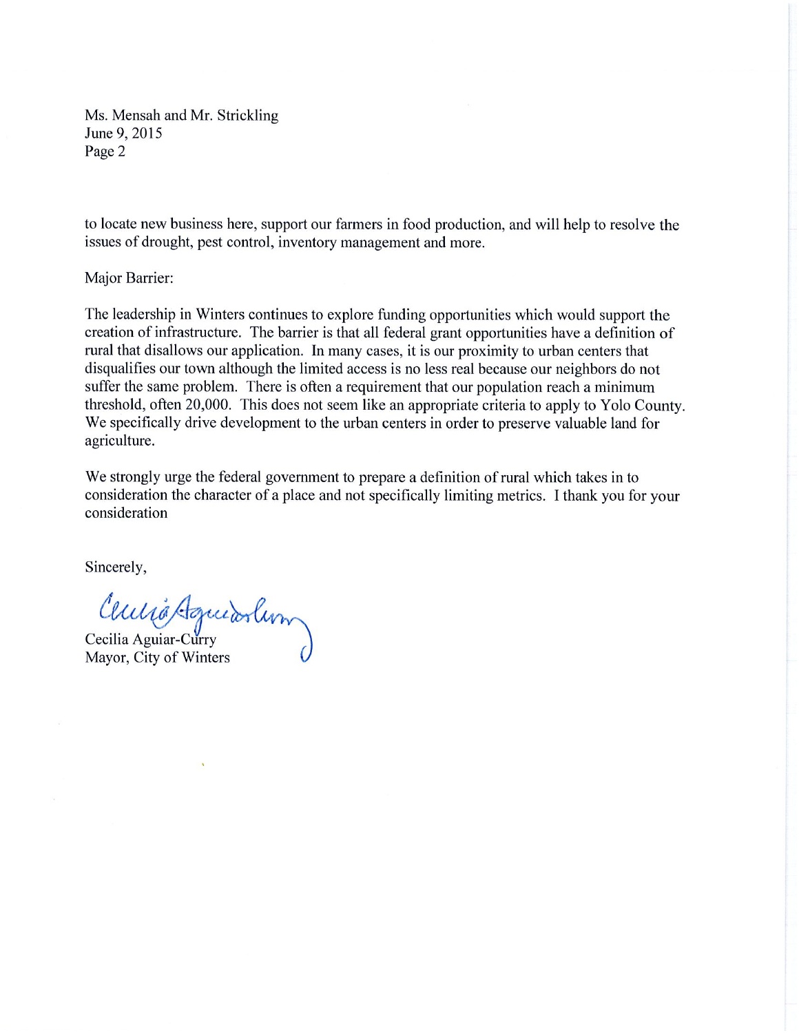to locate new business here, support our farmers in food production, and will help to resolve the issues of drought, pest control, inventory management and more.

Major Barrier:

The leadership in Winters continues to explore funding opportunities which would support the creation of infrastructure. The barrier is that all federal grant opportunities have a definition of rural that disallows our application. In many cases, it is our proximity to urban centers that disqualifies our town although the limited access is no less real because our neighbors do not suffer the same problem. There is often a requirement that our population reach a minimum threshold, often 20,000. This does not seem like an appropriate criteria to apply to Yolo County. We specifically drive development to the urban centers in order to preserve valuable land for agriculture.

We strongly urge the federal government to prepare a definition of rural which takes in to consideration the character of a place and not specifically limiting metrics. I thank you for your consideration

Sincerely,

Cecilia Aguiar-Curry
Mayor, City of Winters